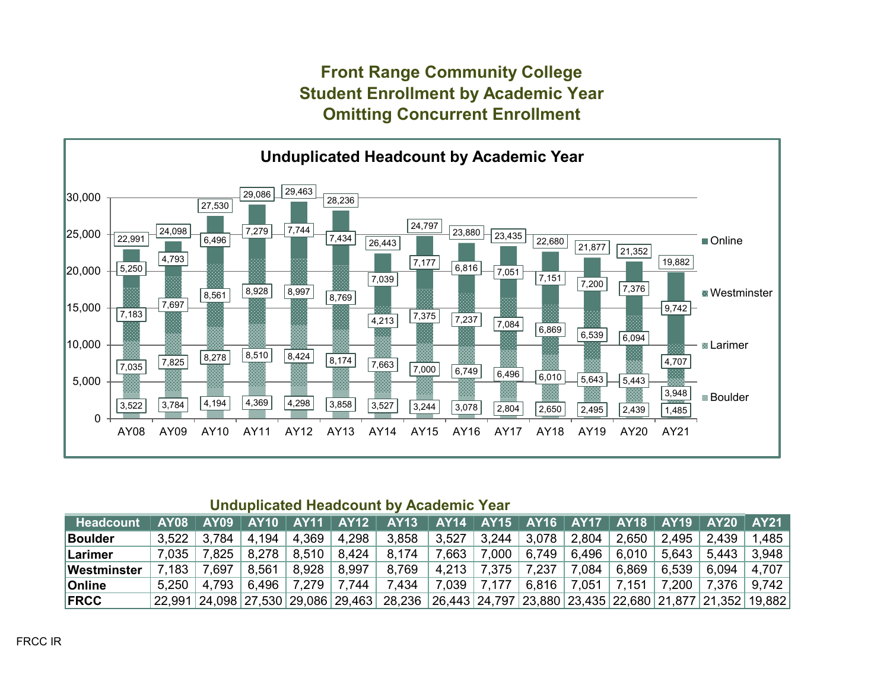# Front Range Community College
# Student Enrollment by Academic Year
# Omitting Concurrent Enrollment

## Unduplicated Headcount by Academic Year

| | AY08 | AY09 | AY10 | AY11 | AY12 | AY13 | AY14 | AY15 | AY16 | AY17 | AY18 | AY19 | AY20 | AY21 |
|---|---|---|---|---|---|---|---|---|---|---|---|---|---|---|
| Online | 5,250 | 4,793 | 6,496 | 7,279 | 7,744 | 7,434 | 7,039 | 7,177 | 6,816 | 7,051 | 7,151 | 7,200 | 7,376 | 9,742 |
| Westminster | 7,183 | 7,697 | 8,561 | 8,928 | 8,997 | 8,769 | 4,213 | 7,375 | 7,237 | 7,084 | 6,869 | 6,539 | 6,094 | 4,707 |
| Larimer | 7,035 | 7,825 | 8,278 | 8,510 | 8,424 | 8,174 | 7,663 | 7,000 | 6,749 | 6,496 | 6,010 | 5,643 | 5,443 | 3,948 |
| Boulder | 3,522 | 3,784 | 4,194 | 4,369 | 4,298 | 3,858 | 3,527 | 3,244 | 3,078 | 2,804 | 2,650 | 2,495 | 2,439 | 1,485 |
| Total | 22,991 | 24,098 | 27,530 | 29,086 | 29,463 | 28,236 | 26,443 | 24,797 | 23,880 | 23,435 | 22,680 | 21,877 | 21,352 | 19,882 |

## Unduplicated Headcount by Academic Year

| Headcount | AY08 | AY09 | AY10 | AY11 | AY12 | AY13 | AY14 | AY15 | AY16 | AY17 | AY18 | AY19 | AY20 | AY21 |
|---|---|---|---|---|---|---|---|---|---|---|---|---|---|---|
| **Boulder** | 3,522 | 3,784 | 4,194 | 4,369 | 4,298 | 3,858 | 3,527 | 3,244 | 3,078 | 2,804 | 2,650 | 2,495 | 2,439 | 1,485 |
| **Larimer** | 7,035 | 7,825 | 8,278 | 8,510 | 8,424 | 8,174 | 7,663 | 7,000 | 6,749 | 6,496 | 6,010 | 5,643 | 5,443 | 3,948 |
| **Westminster** | 7,183 | 7,697 | 8,561 | 8,928 | 8,997 | 8,769 | 4,213 | 7,375 | 7,237 | 7,084 | 6,869 | 6,539 | 6,094 | 4,707 |
| **Online** | 5,250 | 4,793 | 6,496 | 7,279 | 7,744 | 7,434 | 7,039 | 7,177 | 6,816 | 7,051 | 7,151 | 7,200 | 7,376 | 9,742 |
| **FRCC** | 22,991 | 24,098 | 27,530 | 29,086 | 29,463 | 28,236 | 26,443 | 24,797 | 23,880 | 23,435 | 22,680 | 21,877 | 21,352 | 19,882 |

FRCC IR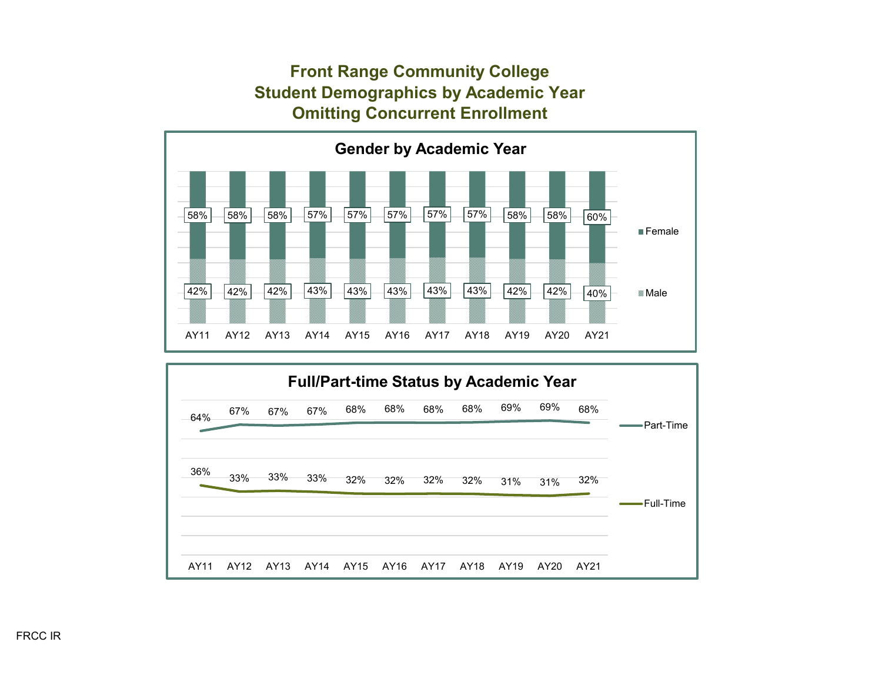# Front Range Community College
## Student Demographics by Academic Year
## Omitting Concurrent Enrollment

### Gender by Academic Year

| | AY11 | AY12 | AY13 | AY14 | AY15 | AY16 | AY17 | AY18 | AY19 | AY20 | AY21 |
|---|---|---|---|---|---|---|---|---|---|---|---|
| Female | 58% | 58% | 58% | 57% | 57% | 57% | 57% | 57% | 58% | 58% | 60% |
| Male | 42% | 42% | 42% | 43% | 43% | 43% | 43% | 43% | 42% | 42% | 40% |

### Full/Part-time Status by Academic Year

| | AY11 | AY12 | AY13 | AY14 | AY15 | AY16 | AY17 | AY18 | AY19 | AY20 | AY21 |
|---|---|---|---|---|---|---|---|---|---|---|---|
| Part-Time | 64% | 67% | 67% | 67% | 68% | 68% | 68% | 68% | 69% | 69% | 68% |
| Full-Time | 36% | 33% | 33% | 33% | 32% | 32% | 32% | 32% | 31% | 31% | 32% |

FRCC IR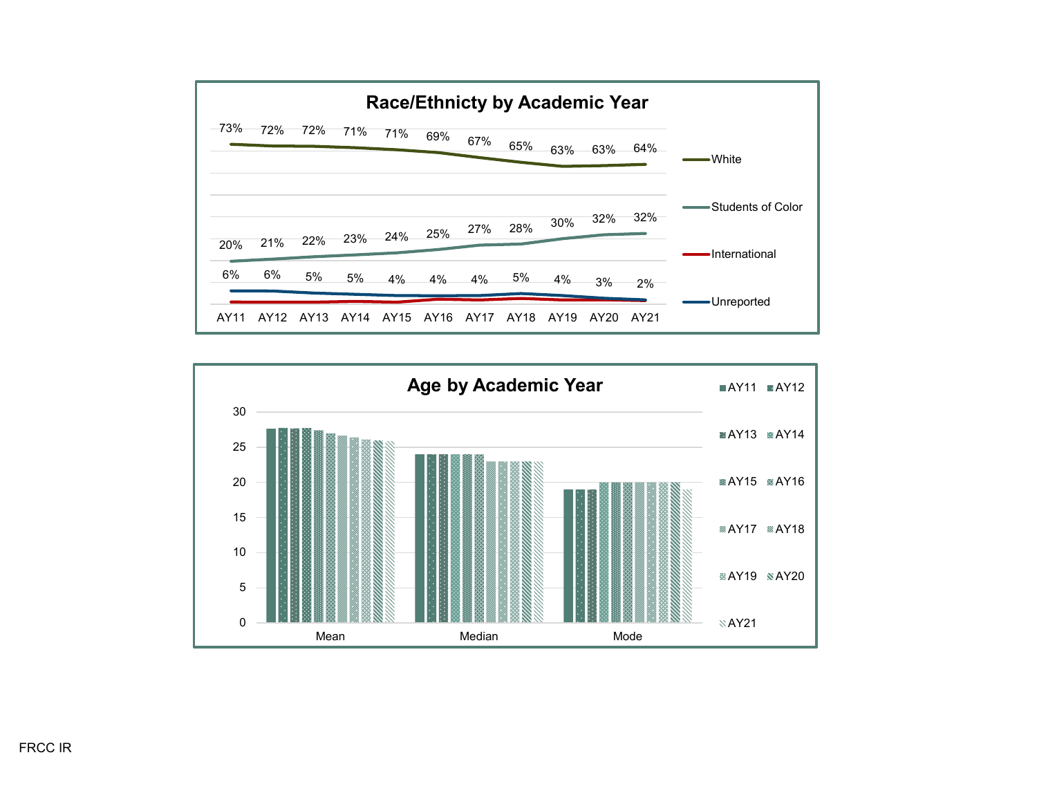## Race/Ethnicty by Academic Year

| | AY11 | AY12 | AY13 | AY14 | AY15 | AY16 | AY17 | AY18 | AY19 | AY20 | AY21 |
|---|---|---|---|---|---|---|---|---|---|---|---|
| White | 73% | 72% | 72% | 71% | 71% | 69% | 67% | 65% | 63% | 63% | 64% |
| Students of Color | 20% | 21% | 22% | 23% | 24% | 25% | 27% | 28% | 30% | 32% | 32% |
| Unreported | 6% | 6% | 5% | 5% | 4% | 4% | 4% | 5% | 4% | 3% | 2% |

Legend: White, Students of Color, International, Unreported

## Age by Academic Year

Categories: Mean, Median, Mode

Y-axis: 0, 5, 10, 15, 20, 25, 30

Legend: AY11, AY12, AY13, AY14, AY15, AY16, AY17, AY18, AY19, AY20, AY21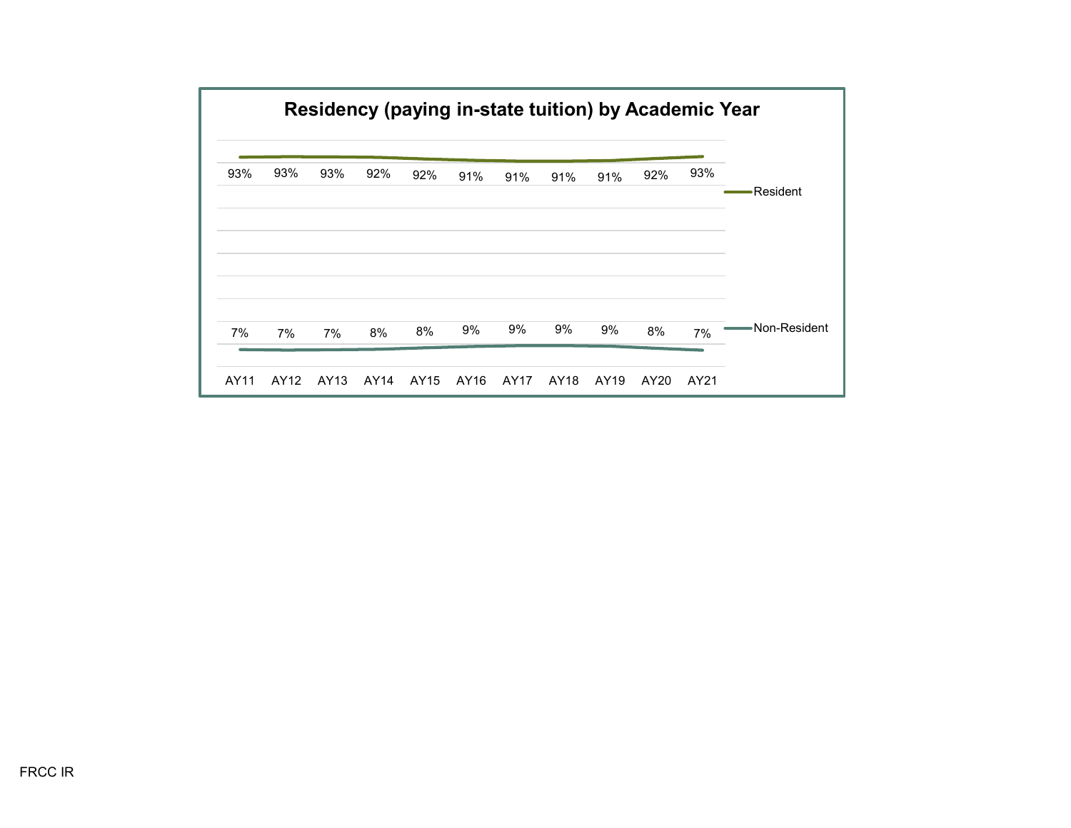## Residency (paying in-state tuition) by Academic Year

| | AY11 | AY12 | AY13 | AY14 | AY15 | AY16 | AY17 | AY18 | AY19 | AY20 | AY21 |
|---|---|---|---|---|---|---|---|---|---|---|---|
| Resident | 93% | 93% | 93% | 92% | 92% | 91% | 91% | 91% | 91% | 92% | 93% |
| Non-Resident | 7% | 7% | 7% | 8% | 8% | 9% | 9% | 9% | 9% | 8% | 7% |

FRCC IR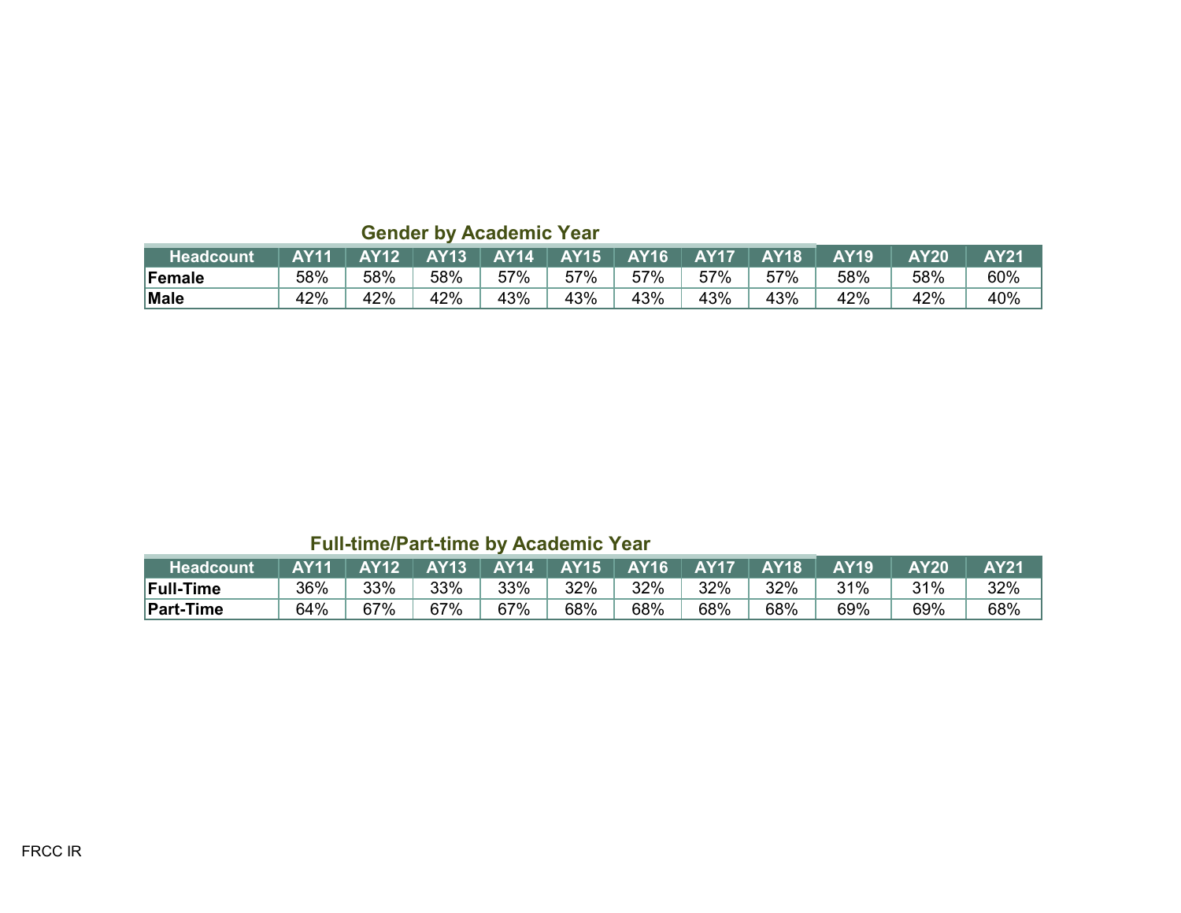## Gender by Academic Year

| Headcount | AY11 | AY12 | AY13 | AY14 | AY15 | AY16 | AY17 | AY18 | AY19 | AY20 | AY21 |
|---|---|---|---|---|---|---|---|---|---|---|---|
| **Female** | 58% | 58% | 58% | 57% | 57% | 57% | 57% | 57% | 58% | 58% | 60% |
| **Male** | 42% | 42% | 42% | 43% | 43% | 43% | 43% | 43% | 42% | 42% | 40% |

## Full-time/Part-time by Academic Year

| Headcount | AY11 | AY12 | AY13 | AY14 | AY15 | AY16 | AY17 | AY18 | AY19 | AY20 | AY21 |
|---|---|---|---|---|---|---|---|---|---|---|---|
| **Full-Time** | 36% | 33% | 33% | 33% | 32% | 32% | 32% | 32% | 31% | 31% | 32% |
| **Part-Time** | 64% | 67% | 67% | 67% | 68% | 68% | 68% | 68% | 69% | 69% | 68% |

FRCC IR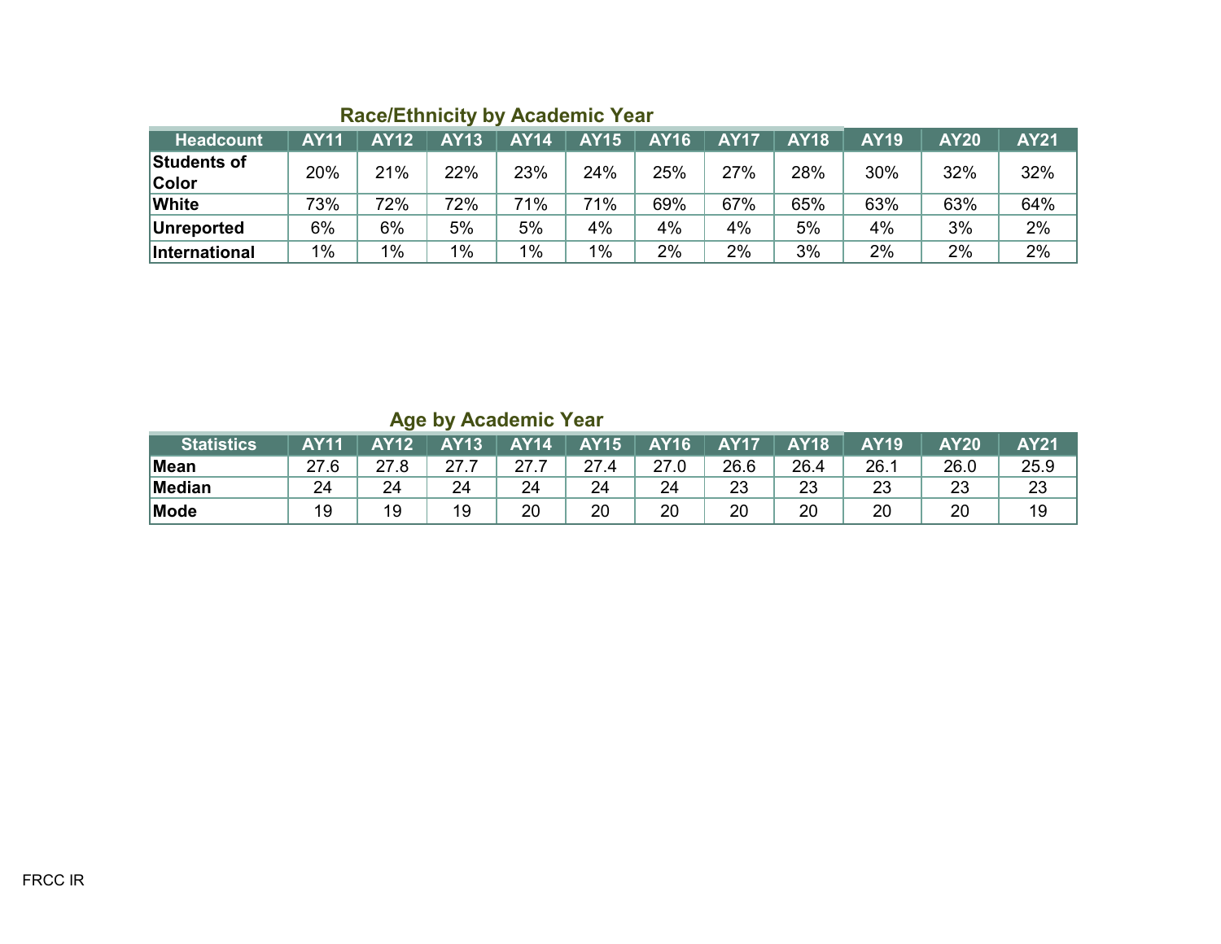## Race/Ethnicity by Academic Year

| Headcount | AY11 | AY12 | AY13 | AY14 | AY15 | AY16 | AY17 | AY18 | AY19 | AY20 | AY21 |
|---|---|---|---|---|---|---|---|---|---|---|---|
| **Students of Color** | 20% | 21% | 22% | 23% | 24% | 25% | 27% | 28% | 30% | 32% | 32% |
| **White** | 73% | 72% | 72% | 71% | 71% | 69% | 67% | 65% | 63% | 63% | 64% |
| **Unreported** | 6% | 6% | 5% | 5% | 4% | 4% | 4% | 5% | 4% | 3% | 2% |
| **International** | 1% | 1% | 1% | 1% | 1% | 2% | 2% | 3% | 2% | 2% | 2% |

## Age by Academic Year

| Statistics | AY11 | AY12 | AY13 | AY14 | AY15 | AY16 | AY17 | AY18 | AY19 | AY20 | AY21 |
|---|---|---|---|---|---|---|---|---|---|---|---|
| **Mean** | 27.6 | 27.8 | 27.7 | 27.7 | 27.4 | 27.0 | 26.6 | 26.4 | 26.1 | 26.0 | 25.9 |
| **Median** | 24 | 24 | 24 | 24 | 24 | 24 | 23 | 23 | 23 | 23 | 23 |
| **Mode** | 19 | 19 | 19 | 20 | 20 | 20 | 20 | 20 | 20 | 20 | 19 |

FRCC IR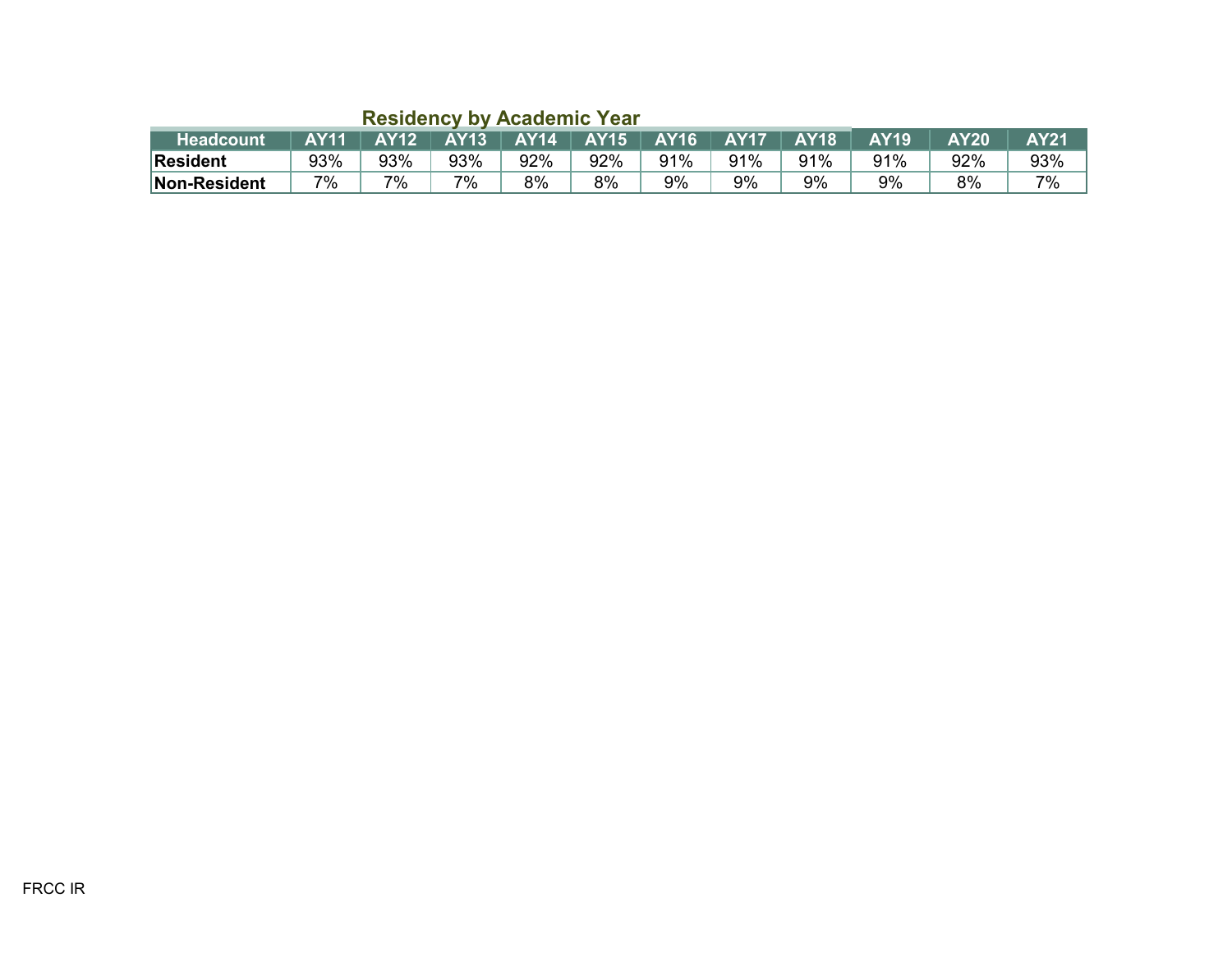## Residency by Academic Year

| Headcount | AY11 | AY12 | AY13 | AY14 | AY15 | AY16 | AY17 | AY18 | AY19 | AY20 | AY21 |
|---|---|---|---|---|---|---|---|---|---|---|---|
| **Resident** | 93% | 93% | 93% | 92% | 92% | 91% | 91% | 91% | 91% | 92% | 93% |
| **Non-Resident** | 7% | 7% | 7% | 8% | 8% | 9% | 9% | 9% | 9% | 8% | 7% |

FRCC IR